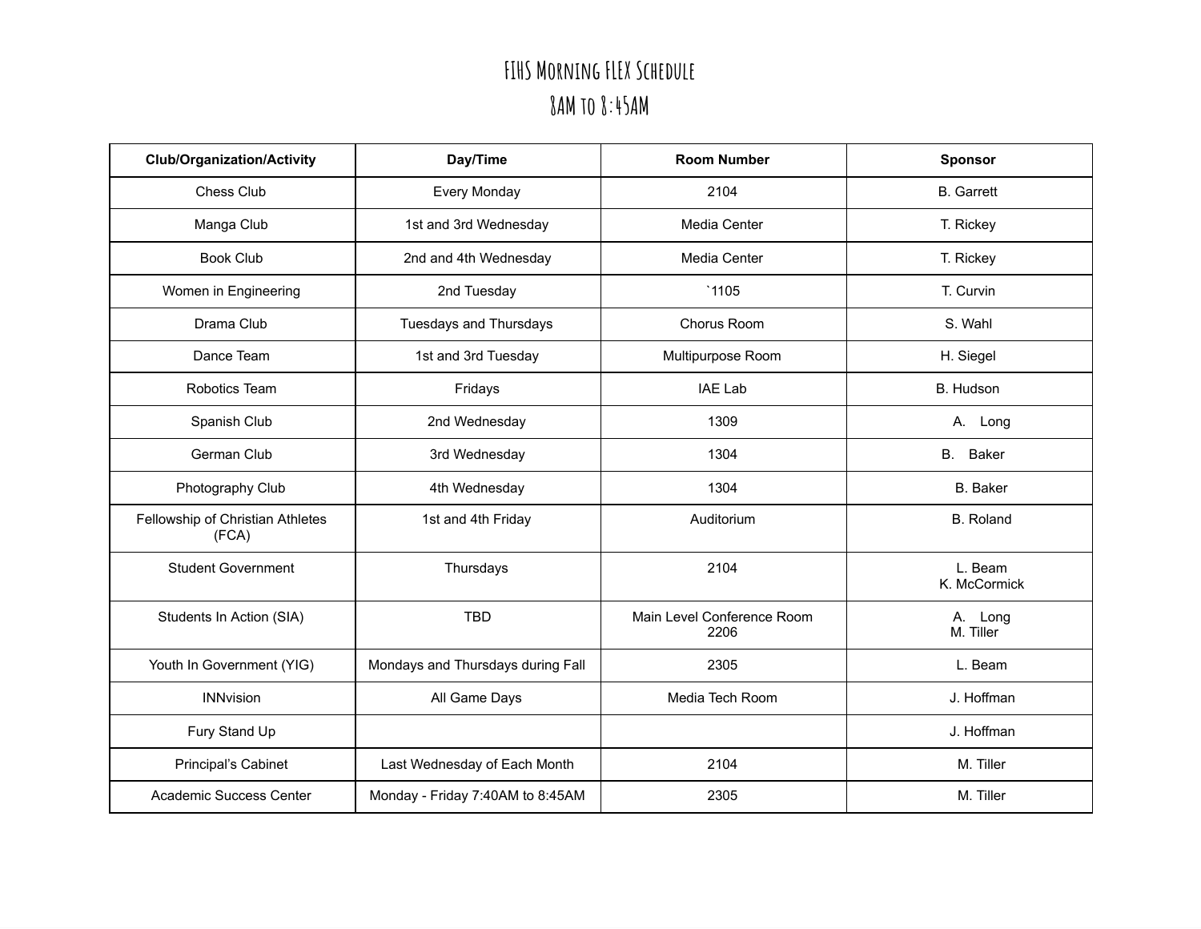# FIHS Morning FLEX Schedule
# 8AM to 8:45AM

| Club/Organization/Activity | Day/Time | Room Number | Sponsor |
|---|---|---|---|
| Chess Club | Every Monday | 2104 | B. Garrett |
| Manga Club | 1st and 3rd Wednesday | Media Center | T. Rickey |
| Book Club | 2nd and 4th Wednesday | Media Center | T. Rickey |
| Women in Engineering | 2nd Tuesday | `1105 | T. Curvin |
| Drama Club | Tuesdays and Thursdays | Chorus Room | S. Wahl |
| Dance Team | 1st and 3rd Tuesday | Multipurpose Room | H. Siegel |
| Robotics Team | Fridays | IAE Lab | B. Hudson |
| Spanish Club | 2nd Wednesday | 1309 | A. Long |
| German Club | 3rd Wednesday | 1304 | B. Baker |
| Photography Club | 4th Wednesday | 1304 | B. Baker |
| Fellowship of Christian Athletes (FCA) | 1st and 4th Friday | Auditorium | B. Roland |
| Student Government | Thursdays | 2104 | L. Beam<br>K. McCormick |
| Students In Action (SIA) | TBD | Main Level Conference Room 2206 | A. Long<br>M. Tiller |
| Youth In Government (YIG) | Mondays and Thursdays during Fall | 2305 | L. Beam |
| INNvision | All Game Days | Media Tech Room | J. Hoffman |
| Fury Stand Up | | | J. Hoffman |
| Principal's Cabinet | Last Wednesday of Each Month | 2104 | M. Tiller |
| Academic Success Center | Monday - Friday 7:40AM to 8:45AM | 2305 | M. Tiller |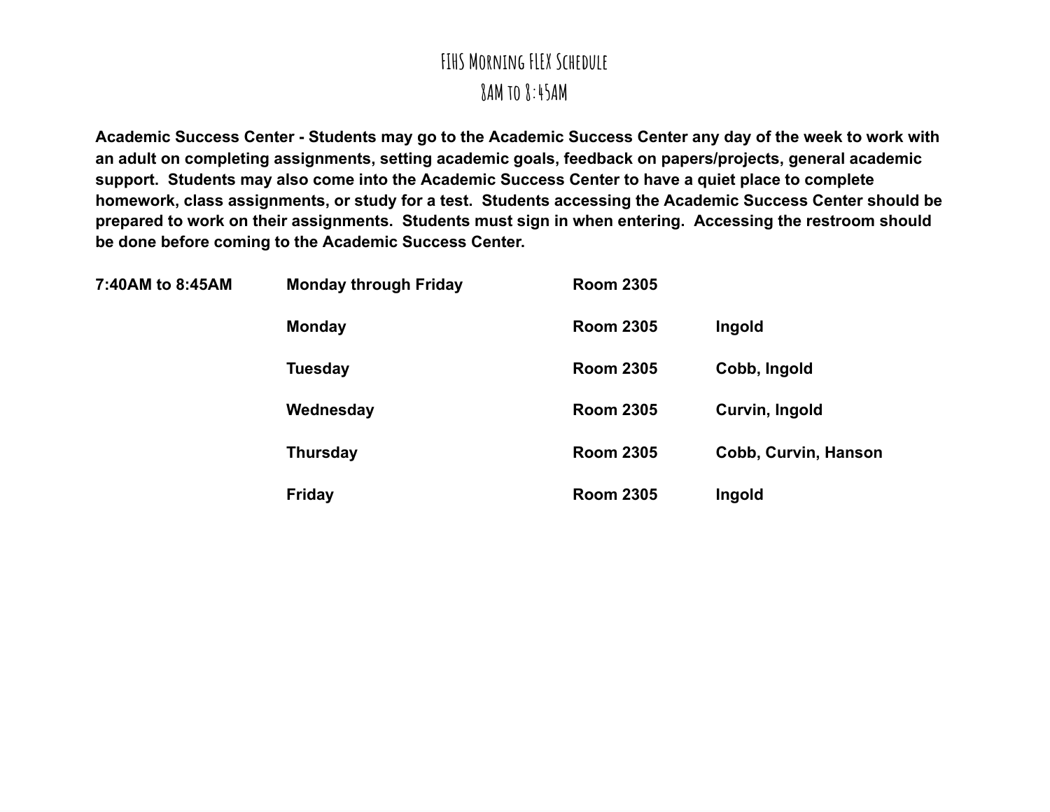# FIHS Morning FLEX Schedule
## 8AM to 8:45AM

**Academic Success Center - Students may go to the Academic Success Center any day of the week to work with an adult on completing assignments, setting academic goals, feedback on papers/projects, general academic support. Students may also come into the Academic Success Center to have a quiet place to complete homework, class assignments, or study for a test. Students accessing the Academic Success Center should be prepared to work on their assignments. Students must sign in when entering. Accessing the restroom should be done before coming to the Academic Success Center.**

| | | | |
|---|---|---|---|
| **7:40AM to 8:45AM** | **Monday through Friday** | **Room 2305** | |
| | **Monday** | **Room 2305** | **Ingold** |
| | **Tuesday** | **Room 2305** | **Cobb, Ingold** |
| | **Wednesday** | **Room 2305** | **Curvin, Ingold** |
| | **Thursday** | **Room 2305** | **Cobb, Curvin, Hanson** |
| | **Friday** | **Room 2305** | **Ingold** |